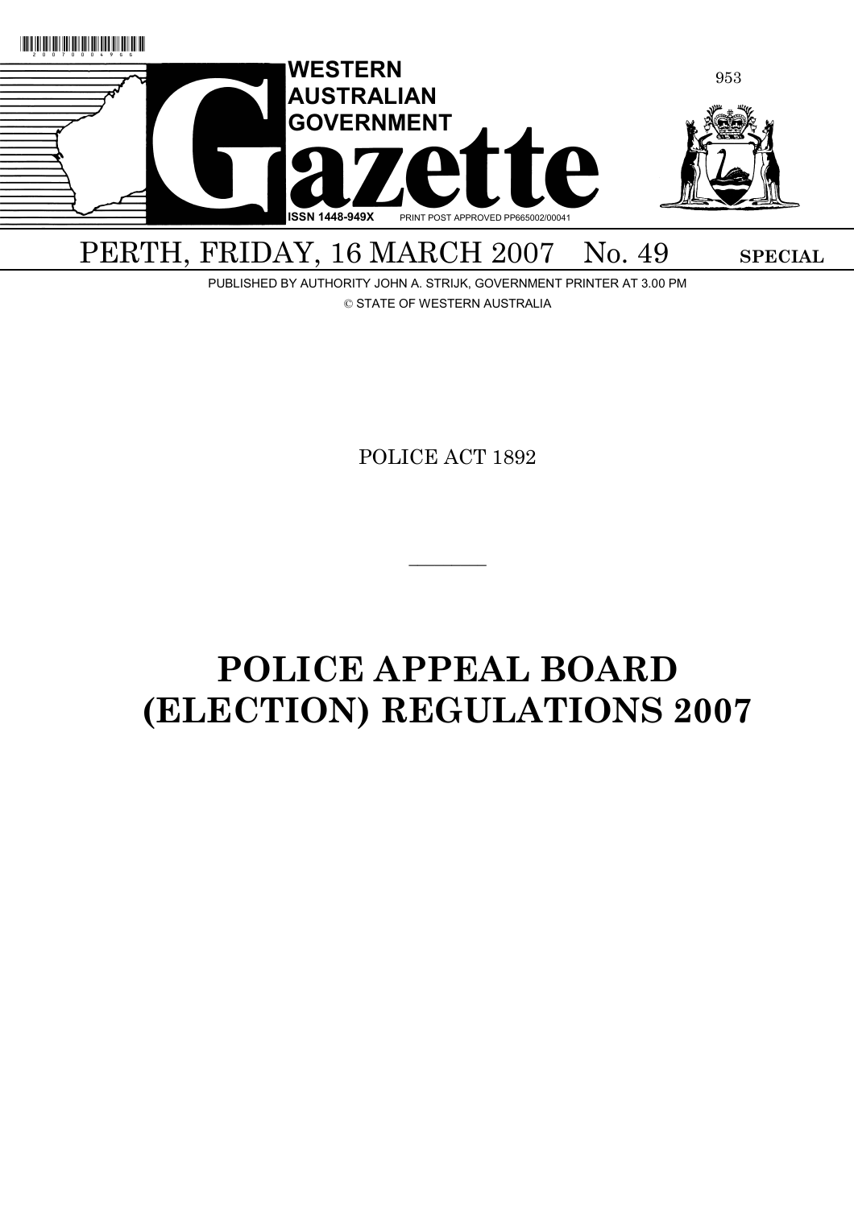# WESTERN AUSTRALIAN GOVERNMENT Gazette

ISSN 1448-949X PRINT POST APPROVED PP665002/00041

PERTH, FRIDAY, 16 MARCH 2007 No. 49 **SPECIAL**

PUBLISHED BY AUTHORITY JOHN A. STRIJK, GOVERNMENT PRINTER AT 3.00 PM

© STATE OF WESTERN AUSTRALIA

POLICE ACT 1892

---

# POLICE APPEAL BOARD (ELECTION) REGULATIONS 2007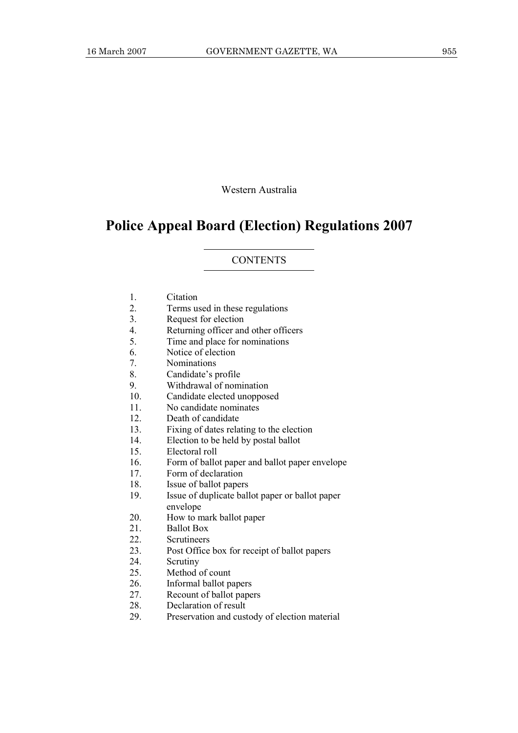Western Australia

# Police Appeal Board (Election) Regulations 2007

## CONTENTS

| | |
|---|---|
| 1. | Citation |
| 2. | Terms used in these regulations |
| 3. | Request for election |
| 4. | Returning officer and other officers |
| 5. | Time and place for nominations |
| 6. | Notice of election |
| 7. | Nominations |
| 8. | Candidate's profile |
| 9. | Withdrawal of nomination |
| 10. | Candidate elected unopposed |
| 11. | No candidate nominates |
| 12. | Death of candidate |
| 13. | Fixing of dates relating to the election |
| 14. | Election to be held by postal ballot |
| 15. | Electoral roll |
| 16. | Form of ballot paper and ballot paper envelope |
| 17. | Form of declaration |
| 18. | Issue of ballot papers |
| 19. | Issue of duplicate ballot paper or ballot paper envelope |
| 20. | How to mark ballot paper |
| 21. | Ballot Box |
| 22. | Scrutineers |
| 23. | Post Office box for receipt of ballot papers |
| 24. | Scrutiny |
| 25. | Method of count |
| 26. | Informal ballot papers |
| 27. | Recount of ballot papers |
| 28. | Declaration of result |
| 29. | Preservation and custody of election material |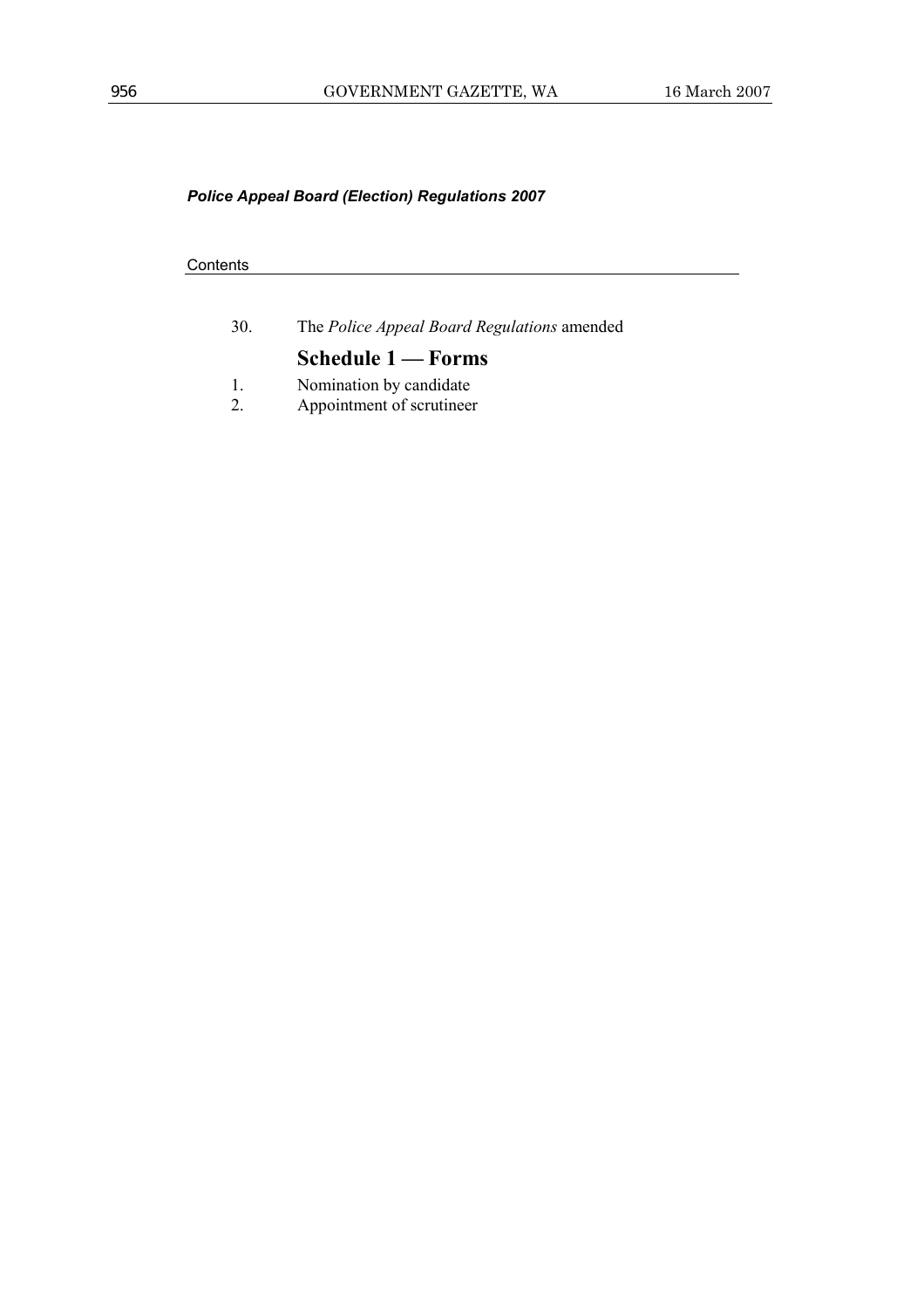Contents

30. The *Police Appeal Board Regulations* amended

## Schedule 1 — Forms

1. Nomination by candidate
2. Appointment of scrutineer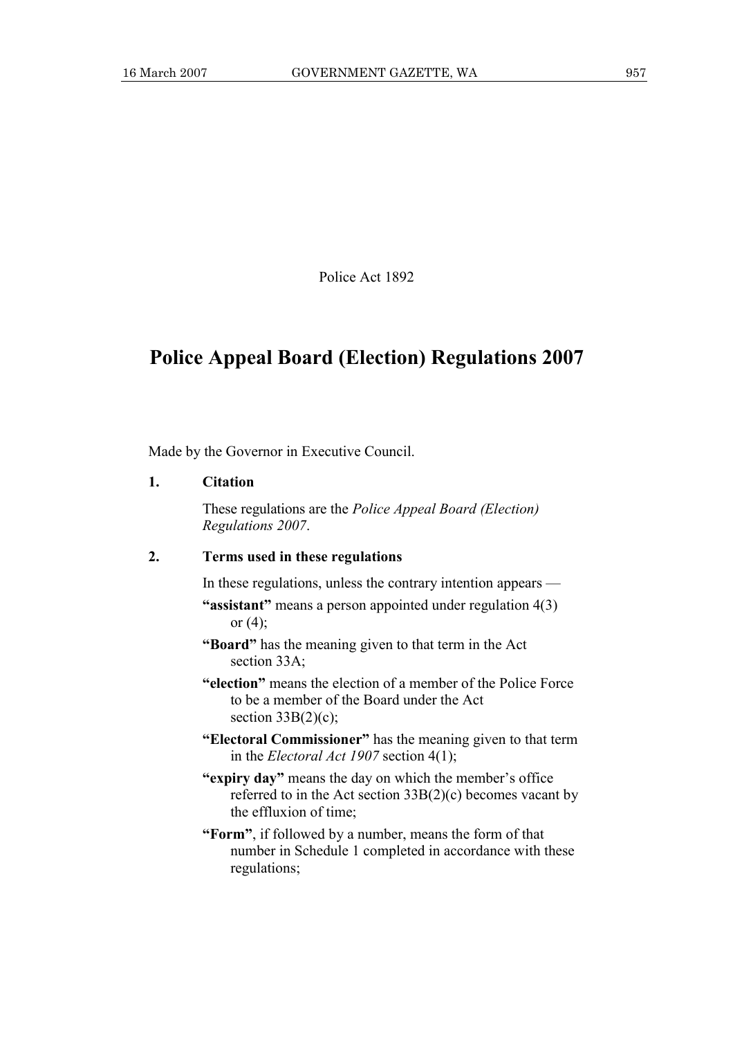Police Act 1892

# Police Appeal Board (Election) Regulations 2007

Made by the Governor in Executive Council.

### 1. Citation

These regulations are the *Police Appeal Board (Election) Regulations 2007*.

### 2. Terms used in these regulations

In these regulations, unless the contrary intention appears —

**"assistant"** means a person appointed under regulation 4(3) or (4);

**"Board"** has the meaning given to that term in the Act section 33A;

**"election"** means the election of a member of the Police Force to be a member of the Board under the Act section 33B(2)(c);

**"Electoral Commissioner"** has the meaning given to that term in the *Electoral Act 1907* section 4(1);

**"expiry day"** means the day on which the member's office referred to in the Act section 33B(2)(c) becomes vacant by the effluxion of time;

**"Form"**, if followed by a number, means the form of that number in Schedule 1 completed in accordance with these regulations;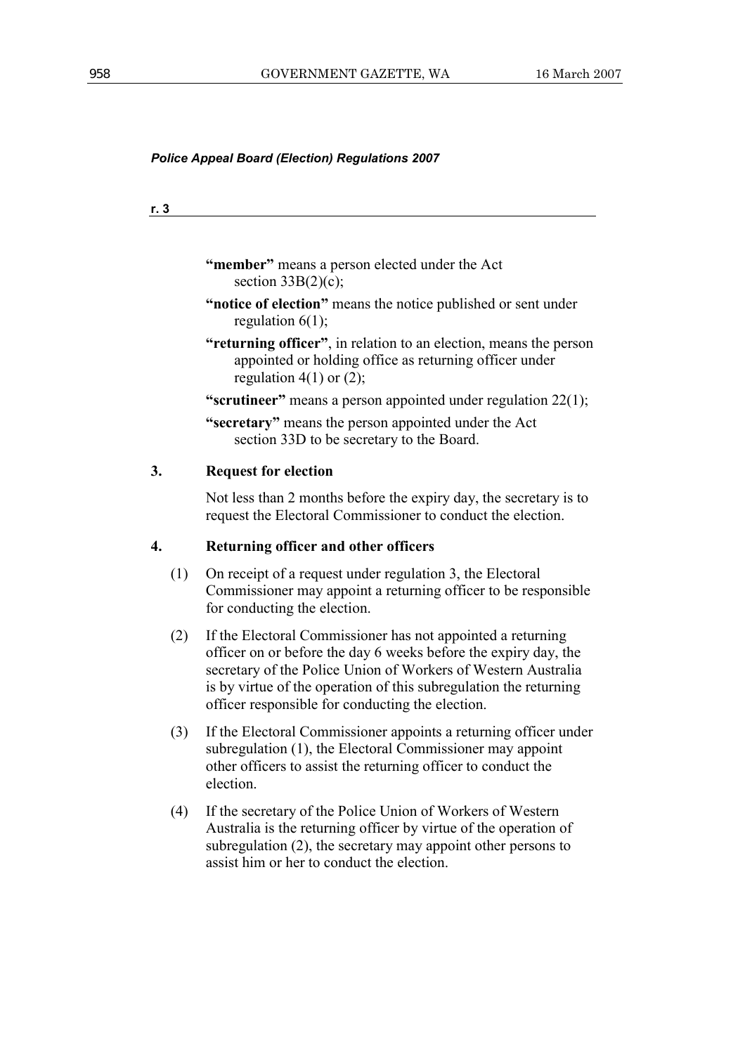**"member"** means a person elected under the Act section 33B(2)(c);

**"notice of election"** means the notice published or sent under regulation 6(1);

**"returning officer"**, in relation to an election, means the person appointed or holding office as returning officer under regulation 4(1) or (2);

**"scrutineer"** means a person appointed under regulation 22(1);

**"secretary"** means the person appointed under the Act section 33D to be secretary to the Board.

### 3. Request for election

Not less than 2 months before the expiry day, the secretary is to request the Electoral Commissioner to conduct the election.

### 4. Returning officer and other officers

(1) On receipt of a request under regulation 3, the Electoral Commissioner may appoint a returning officer to be responsible for conducting the election.

(2) If the Electoral Commissioner has not appointed a returning officer on or before the day 6 weeks before the expiry day, the secretary of the Police Union of Workers of Western Australia is by virtue of the operation of this subregulation the returning officer responsible for conducting the election.

(3) If the Electoral Commissioner appoints a returning officer under subregulation (1), the Electoral Commissioner may appoint other officers to assist the returning officer to conduct the election.

(4) If the secretary of the Police Union of Workers of Western Australia is the returning officer by virtue of the operation of subregulation (2), the secretary may appoint other persons to assist him or her to conduct the election.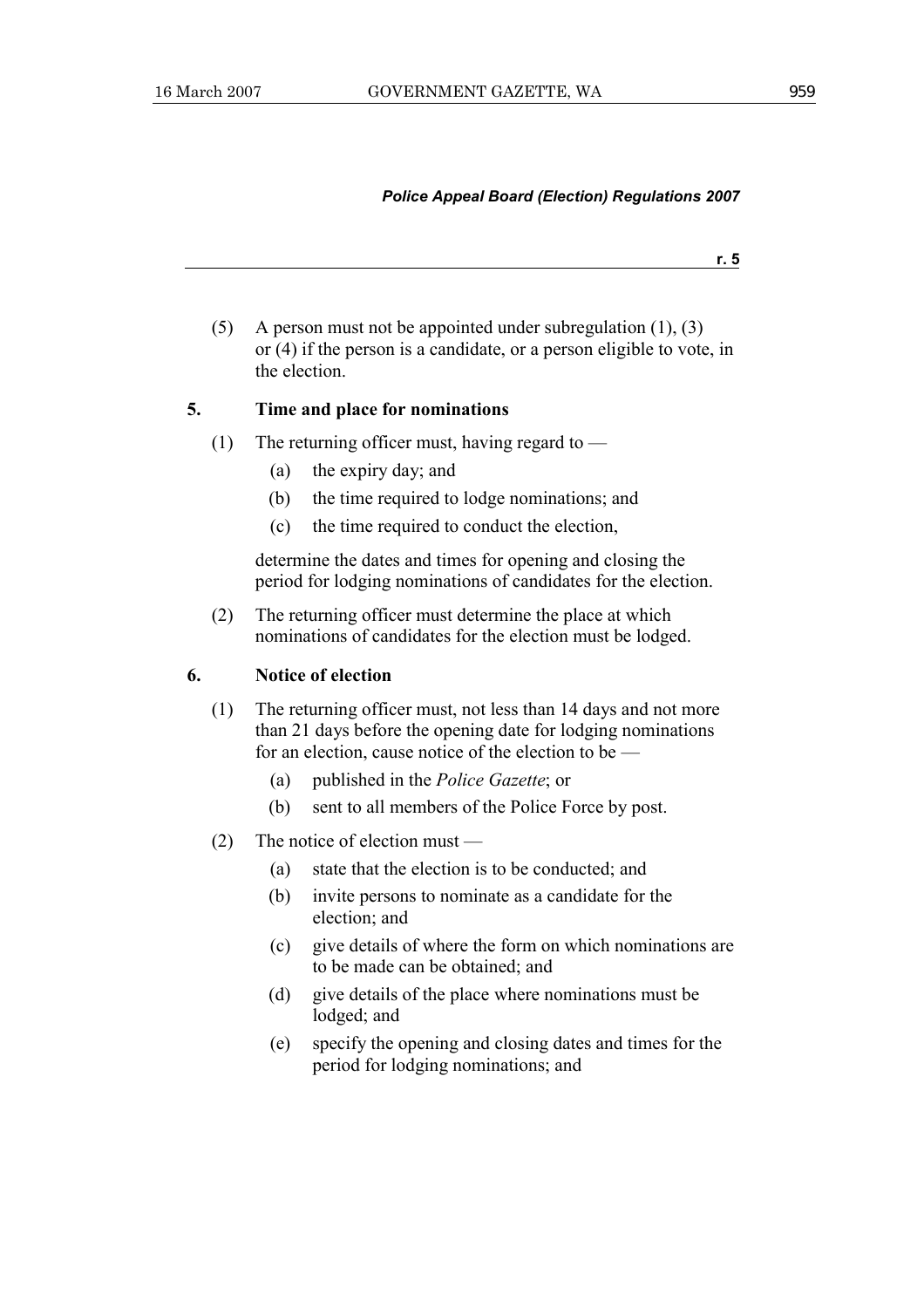(5) A person must not be appointed under subregulation (1), (3) or (4) if the person is a candidate, or a person eligible to vote, in the election.

**5. Time and place for nominations**

(1) The returning officer must, having regard to —

- (a) the expiry day; and
- (b) the time required to lodge nominations; and
- (c) the time required to conduct the election,

determine the dates and times for opening and closing the period for lodging nominations of candidates for the election.

(2) The returning officer must determine the place at which nominations of candidates for the election must be lodged.

**6. Notice of election**

(1) The returning officer must, not less than 14 days and not more than 21 days before the opening date for lodging nominations for an election, cause notice of the election to be —

- (a) published in the *Police Gazette*; or
- (b) sent to all members of the Police Force by post.

(2) The notice of election must —

- (a) state that the election is to be conducted; and
- (b) invite persons to nominate as a candidate for the election; and
- (c) give details of where the form on which nominations are to be made can be obtained; and
- (d) give details of the place where nominations must be lodged; and
- (e) specify the opening and closing dates and times for the period for lodging nominations; and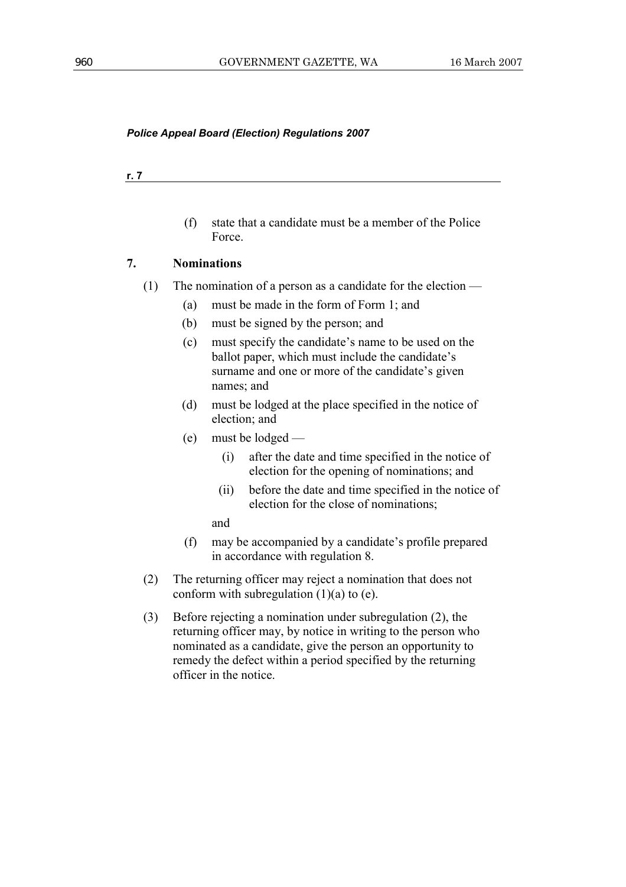(f) state that a candidate must be a member of the Police Force.

## 7. Nominations

(1) The nomination of a person as a candidate for the election —

- (a) must be made in the form of Form 1; and
- (b) must be signed by the person; and
- (c) must specify the candidate's name to be used on the ballot paper, which must include the candidate's surname and one or more of the candidate's given names; and
- (d) must be lodged at the place specified in the notice of election; and
- (e) must be lodged —
  - (i) after the date and time specified in the notice of election for the opening of nominations; and
  - (ii) before the date and time specified in the notice of election for the close of nominations;

  and
- (f) may be accompanied by a candidate's profile prepared in accordance with regulation 8.

(2) The returning officer may reject a nomination that does not conform with subregulation (1)(a) to (e).

(3) Before rejecting a nomination under subregulation (2), the returning officer may, by notice in writing to the person who nominated as a candidate, give the person an opportunity to remedy the defect within a period specified by the returning officer in the notice.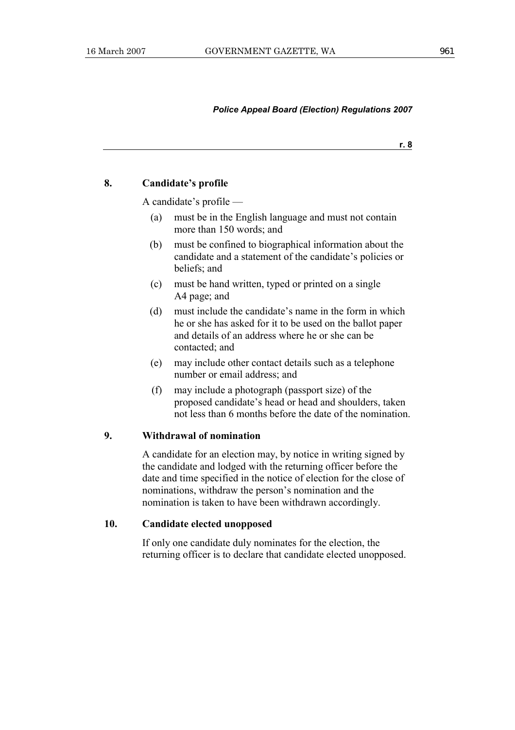## 8. Candidate's profile

A candidate's profile —

(a) must be in the English language and must not contain more than 150 words; and

(b) must be confined to biographical information about the candidate and a statement of the candidate's policies or beliefs; and

(c) must be hand written, typed or printed on a single A4 page; and

(d) must include the candidate's name in the form in which he or she has asked for it to be used on the ballot paper and details of an address where he or she can be contacted; and

(e) may include other contact details such as a telephone number or email address; and

(f) may include a photograph (passport size) of the proposed candidate's head or head and shoulders, taken not less than 6 months before the date of the nomination.

## 9. Withdrawal of nomination

A candidate for an election may, by notice in writing signed by the candidate and lodged with the returning officer before the date and time specified in the notice of election for the close of nominations, withdraw the person's nomination and the nomination is taken to have been withdrawn accordingly.

## 10. Candidate elected unopposed

If only one candidate duly nominates for the election, the returning officer is to declare that candidate elected unopposed.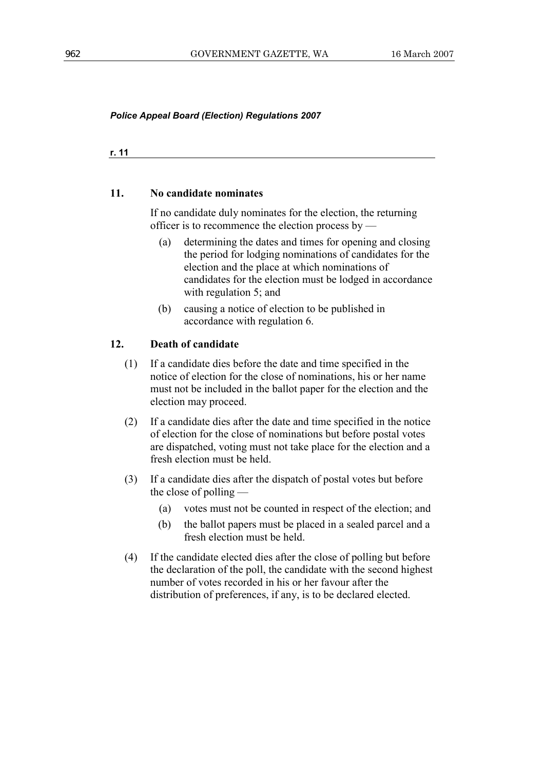## 11. No candidate nominates

If no candidate duly nominates for the election, the returning officer is to recommence the election process by —

(a) determining the dates and times for opening and closing the period for lodging nominations of candidates for the election and the place at which nominations of candidates for the election must be lodged in accordance with regulation 5; and

(b) causing a notice of election to be published in accordance with regulation 6.

## 12. Death of candidate

(1) If a candidate dies before the date and time specified in the notice of election for the close of nominations, his or her name must not be included in the ballot paper for the election and the election may proceed.

(2) If a candidate dies after the date and time specified in the notice of election for the close of nominations but before postal votes are dispatched, voting must not take place for the election and a fresh election must be held.

(3) If a candidate dies after the dispatch of postal votes but before the close of polling —

(a) votes must not be counted in respect of the election; and

(b) the ballot papers must be placed in a sealed parcel and a fresh election must be held.

(4) If the candidate elected dies after the close of polling but before the declaration of the poll, the candidate with the second highest number of votes recorded in his or her favour after the distribution of preferences, if any, is to be declared elected.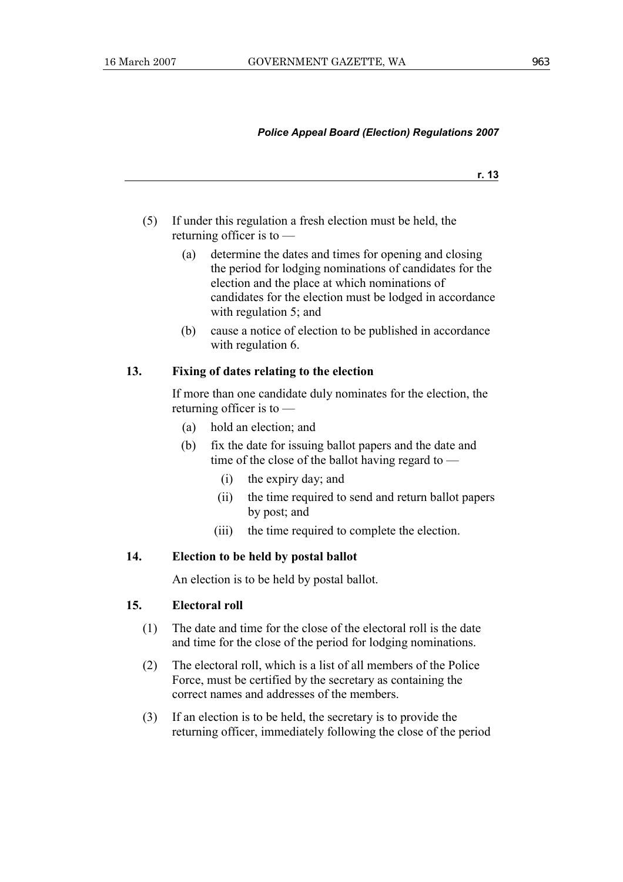(5) If under this regulation a fresh election must be held, the returning officer is to —

  (a) determine the dates and times for opening and closing the period for lodging nominations of candidates for the election and the place at which nominations of candidates for the election must be lodged in accordance with regulation 5; and

  (b) cause a notice of election to be published in accordance with regulation 6.

### 13. Fixing of dates relating to the election

If more than one candidate duly nominates for the election, the returning officer is to —

  (a) hold an election; and

  (b) fix the date for issuing ballot papers and the date and time of the close of the ballot having regard to —

    (i) the expiry day; and

    (ii) the time required to send and return ballot papers by post; and

    (iii) the time required to complete the election.

### 14. Election to be held by postal ballot

An election is to be held by postal ballot.

### 15. Electoral roll

(1) The date and time for the close of the electoral roll is the date and time for the close of the period for lodging nominations.

(2) The electoral roll, which is a list of all members of the Police Force, must be certified by the secretary as containing the correct names and addresses of the members.

(3) If an election is to be held, the secretary is to provide the returning officer, immediately following the close of the period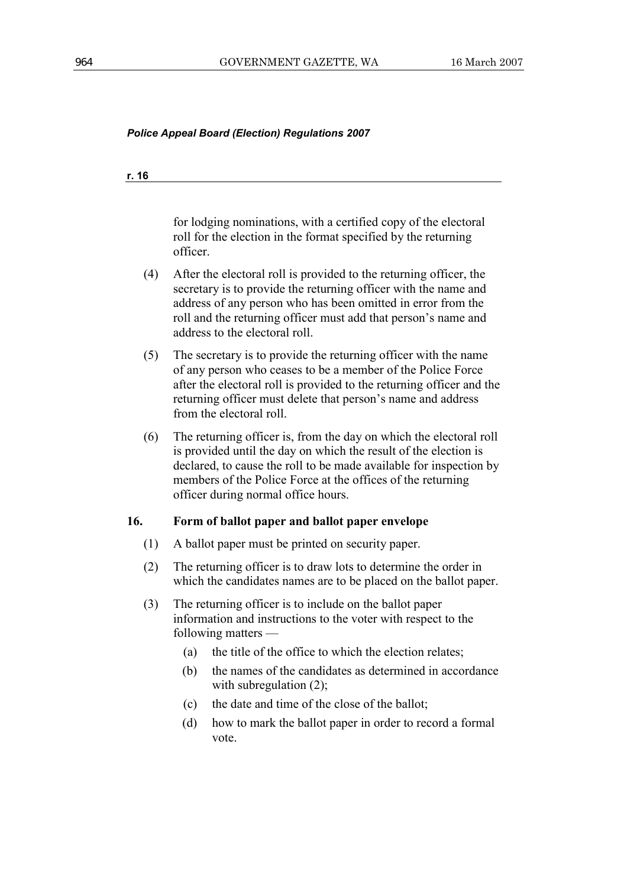for lodging nominations, with a certified copy of the electoral roll for the election in the format specified by the returning officer.

(4) After the electoral roll is provided to the returning officer, the secretary is to provide the returning officer with the name and address of any person who has been omitted in error from the roll and the returning officer must add that person's name and address to the electoral roll.

(5) The secretary is to provide the returning officer with the name of any person who ceases to be a member of the Police Force after the electoral roll is provided to the returning officer and the returning officer must delete that person's name and address from the electoral roll.

(6) The returning officer is, from the day on which the electoral roll is provided until the day on which the result of the election is declared, to cause the roll to be made available for inspection by members of the Police Force at the offices of the returning officer during normal office hours.

### 16. Form of ballot paper and ballot paper envelope

(1) A ballot paper must be printed on security paper.

(2) The returning officer is to draw lots to determine the order in which the candidates names are to be placed on the ballot paper.

(3) The returning officer is to include on the ballot paper information and instructions to the voter with respect to the following matters —

- (a) the title of the office to which the election relates;
- (b) the names of the candidates as determined in accordance with subregulation (2);
- (c) the date and time of the close of the ballot;
- (d) how to mark the ballot paper in order to record a formal vote.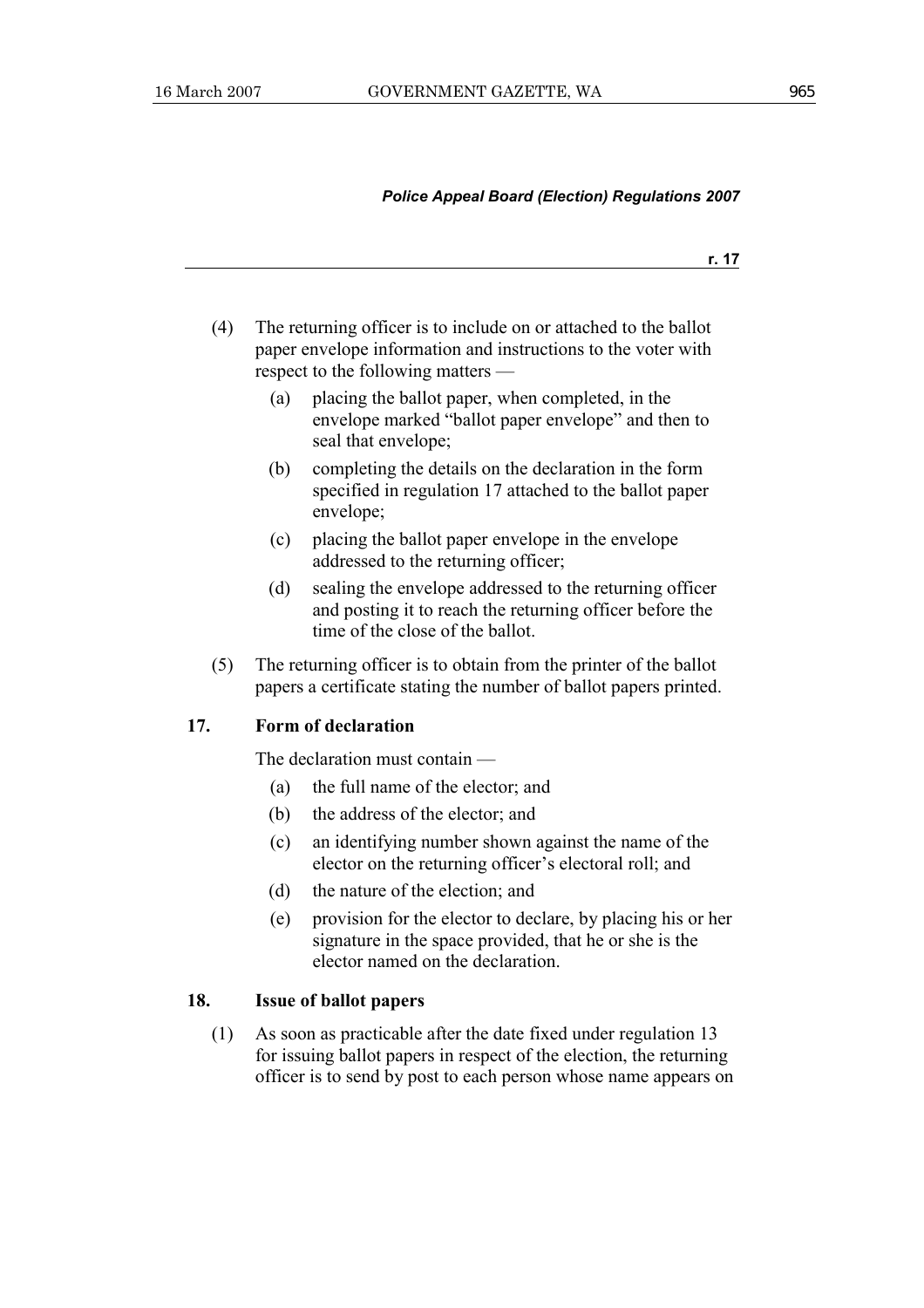(4) The returning officer is to include on or attached to the ballot paper envelope information and instructions to the voter with respect to the following matters —

   (a) placing the ballot paper, when completed, in the envelope marked "ballot paper envelope" and then to seal that envelope;

   (b) completing the details on the declaration in the form specified in regulation 17 attached to the ballot paper envelope;

   (c) placing the ballot paper envelope in the envelope addressed to the returning officer;

   (d) sealing the envelope addressed to the returning officer and posting it to reach the returning officer before the time of the close of the ballot.

(5) The returning officer is to obtain from the printer of the ballot papers a certificate stating the number of ballot papers printed.

### 17. Form of declaration

The declaration must contain —

   (a) the full name of the elector; and

   (b) the address of the elector; and

   (c) an identifying number shown against the name of the elector on the returning officer's electoral roll; and

   (d) the nature of the election; and

   (e) provision for the elector to declare, by placing his or her signature in the space provided, that he or she is the elector named on the declaration.

### 18. Issue of ballot papers

(1) As soon as practicable after the date fixed under regulation 13 for issuing ballot papers in respect of the election, the returning officer is to send by post to each person whose name appears on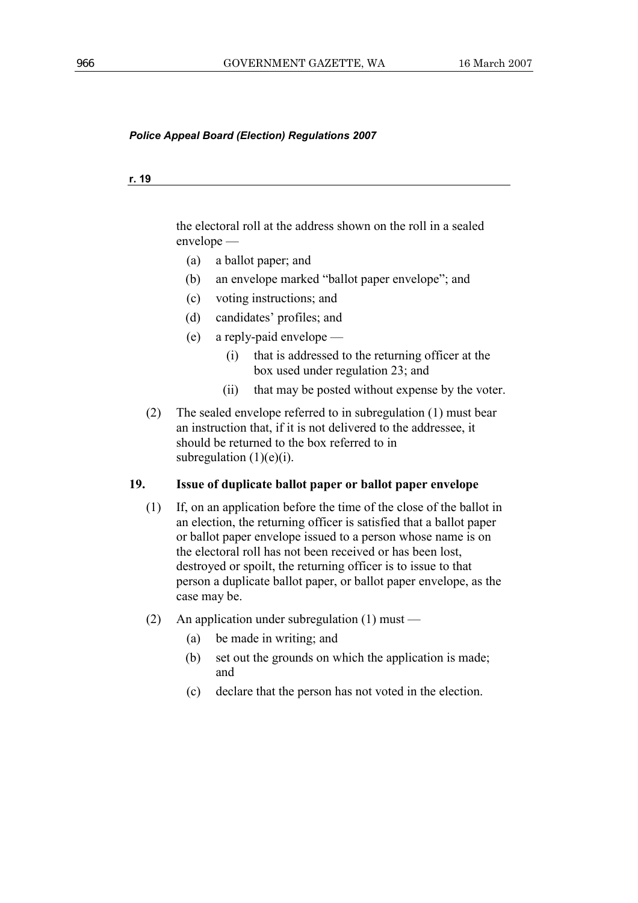the electoral roll at the address shown on the roll in a sealed envelope —

- (a) a ballot paper; and
- (b) an envelope marked "ballot paper envelope"; and
- (c) voting instructions; and
- (d) candidates' profiles; and
- (e) a reply-paid envelope —
  - (i) that is addressed to the returning officer at the box used under regulation 23; and
  - (ii) that may be posted without expense by the voter.

(2) The sealed envelope referred to in subregulation (1) must bear an instruction that, if it is not delivered to the addressee, it should be returned to the box referred to in subregulation (1)(e)(i).

**19. Issue of duplicate ballot paper or ballot paper envelope**

(1) If, on an application before the time of the close of the ballot in an election, the returning officer is satisfied that a ballot paper or ballot paper envelope issued to a person whose name is on the electoral roll has not been received or has been lost, destroyed or spoilt, the returning officer is to issue to that person a duplicate ballot paper, or ballot paper envelope, as the case may be.

(2) An application under subregulation (1) must —

- (a) be made in writing; and
- (b) set out the grounds on which the application is made; and
- (c) declare that the person has not voted in the election.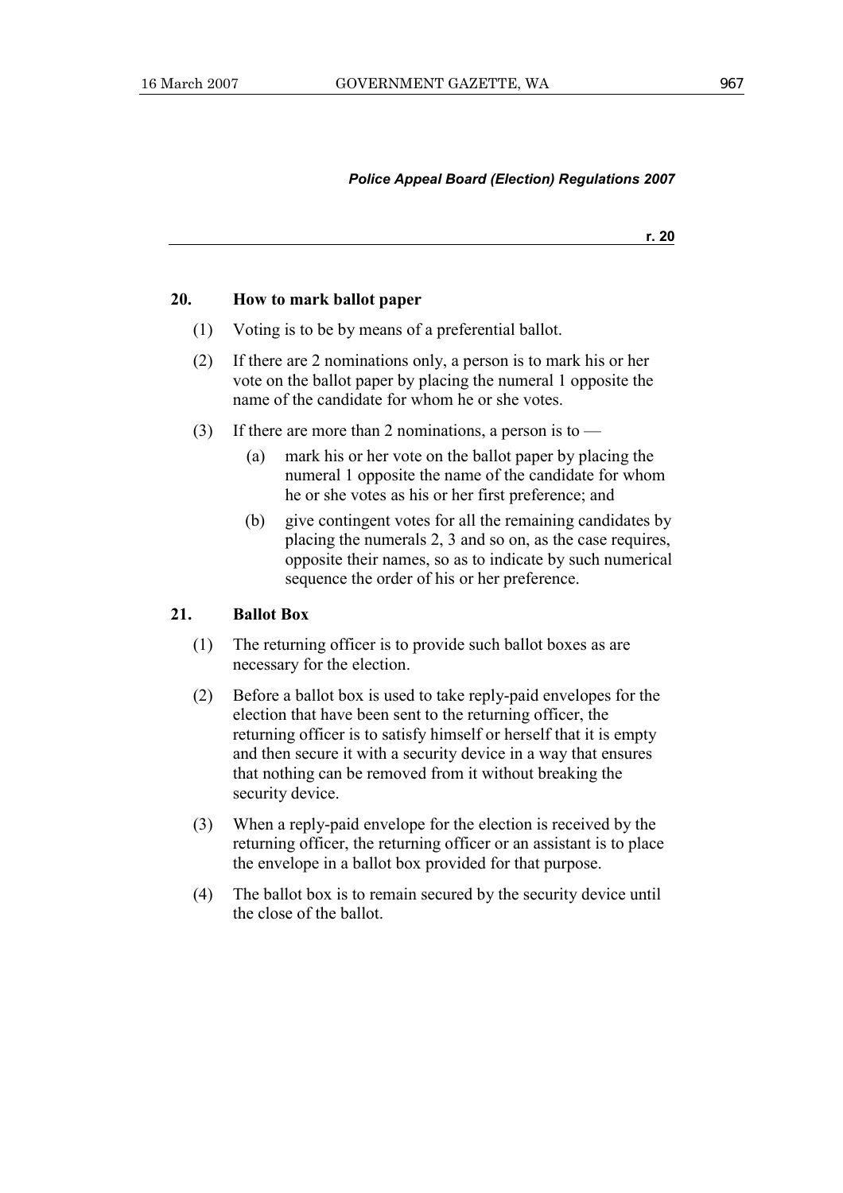## 20. How to mark ballot paper

(1) Voting is to be by means of a preferential ballot.

(2) If there are 2 nominations only, a person is to mark his or her vote on the ballot paper by placing the numeral 1 opposite the name of the candidate for whom he or she votes.

(3) If there are more than 2 nominations, a person is to —

(a) mark his or her vote on the ballot paper by placing the numeral 1 opposite the name of the candidate for whom he or she votes as his or her first preference; and

(b) give contingent votes for all the remaining candidates by placing the numerals 2, 3 and so on, as the case requires, opposite their names, so as to indicate by such numerical sequence the order of his or her preference.

## 21. Ballot Box

(1) The returning officer is to provide such ballot boxes as are necessary for the election.

(2) Before a ballot box is used to take reply-paid envelopes for the election that have been sent to the returning officer, the returning officer is to satisfy himself or herself that it is empty and then secure it with a security device in a way that ensures that nothing can be removed from it without breaking the security device.

(3) When a reply-paid envelope for the election is received by the returning officer, the returning officer or an assistant is to place the envelope in a ballot box provided for that purpose.

(4) The ballot box is to remain secured by the security device until the close of the ballot.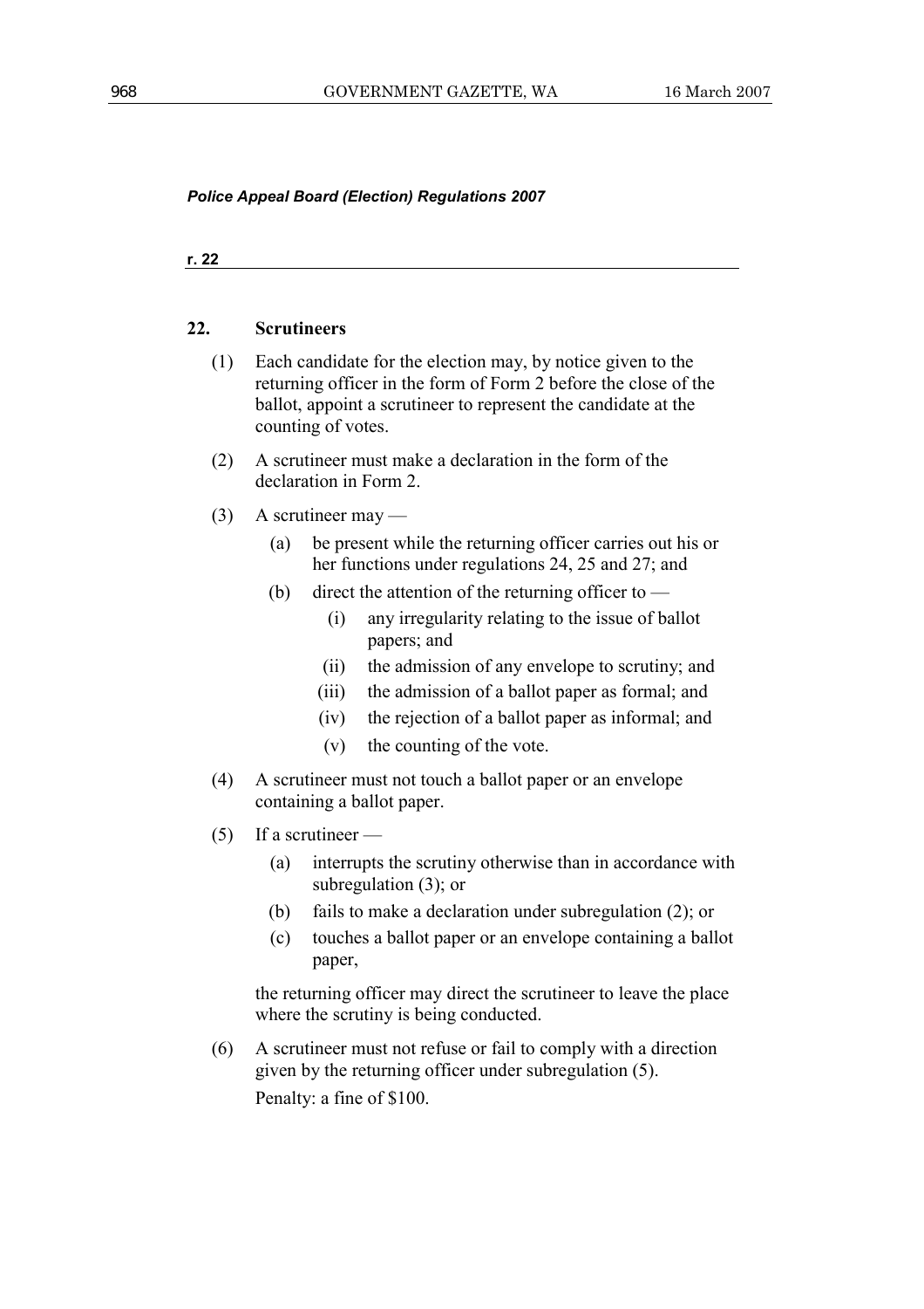## 22. Scrutineers

(1) Each candidate for the election may, by notice given to the returning officer in the form of Form 2 before the close of the ballot, appoint a scrutineer to represent the candidate at the counting of votes.

(2) A scrutineer must make a declaration in the form of the declaration in Form 2.

(3) A scrutineer may —

- (a) be present while the returning officer carries out his or her functions under regulations 24, 25 and 27; and
- (b) direct the attention of the returning officer to —
  - (i) any irregularity relating to the issue of ballot papers; and
  - (ii) the admission of any envelope to scrutiny; and
  - (iii) the admission of a ballot paper as formal; and
  - (iv) the rejection of a ballot paper as informal; and
  - (v) the counting of the vote.

(4) A scrutineer must not touch a ballot paper or an envelope containing a ballot paper.

(5) If a scrutineer —

- (a) interrupts the scrutiny otherwise than in accordance with subregulation (3); or
- (b) fails to make a declaration under subregulation (2); or
- (c) touches a ballot paper or an envelope containing a ballot paper,

the returning officer may direct the scrutineer to leave the place where the scrutiny is being conducted.

(6) A scrutineer must not refuse or fail to comply with a direction given by the returning officer under subregulation (5).

Penalty: a fine of $100.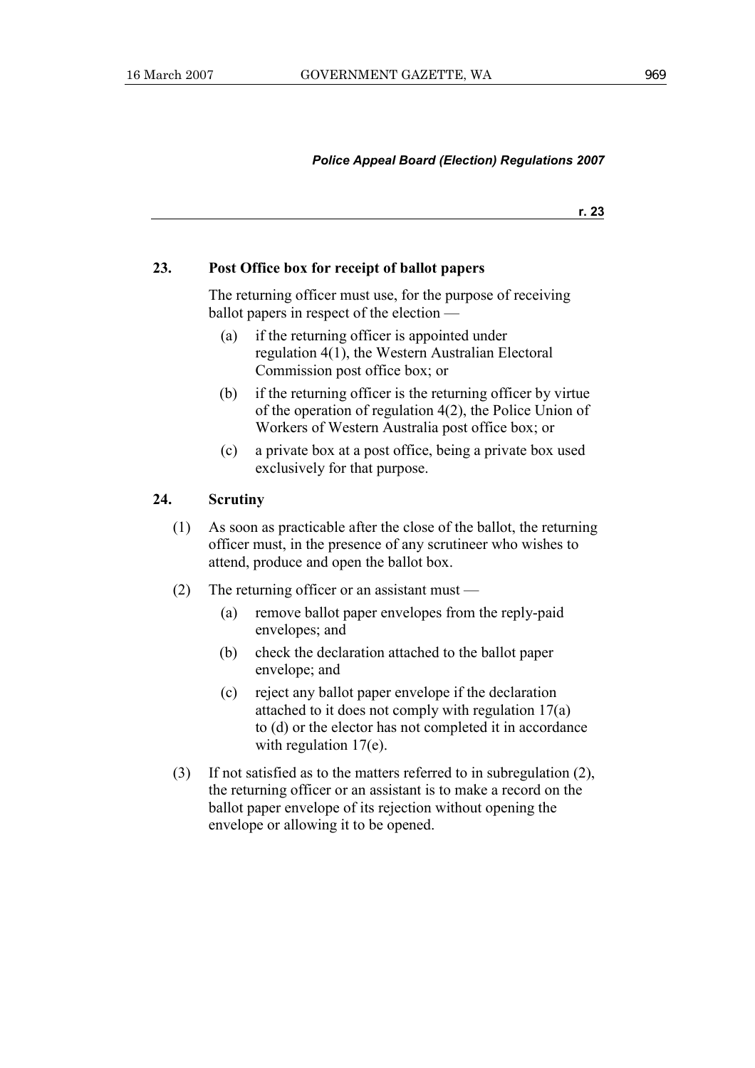### 23. Post Office box for receipt of ballot papers

The returning officer must use, for the purpose of receiving ballot papers in respect of the election —

(a) if the returning officer is appointed under regulation 4(1), the Western Australian Electoral Commission post office box; or

(b) if the returning officer is the returning officer by virtue of the operation of regulation 4(2), the Police Union of Workers of Western Australia post office box; or

(c) a private box at a post office, being a private box used exclusively for that purpose.

### 24. Scrutiny

(1) As soon as practicable after the close of the ballot, the returning officer must, in the presence of any scrutineer who wishes to attend, produce and open the ballot box.

(2) The returning officer or an assistant must —

(a) remove ballot paper envelopes from the reply-paid envelopes; and

(b) check the declaration attached to the ballot paper envelope; and

(c) reject any ballot paper envelope if the declaration attached to it does not comply with regulation 17(a) to (d) or the elector has not completed it in accordance with regulation 17(e).

(3) If not satisfied as to the matters referred to in subregulation (2), the returning officer or an assistant is to make a record on the ballot paper envelope of its rejection without opening the envelope or allowing it to be opened.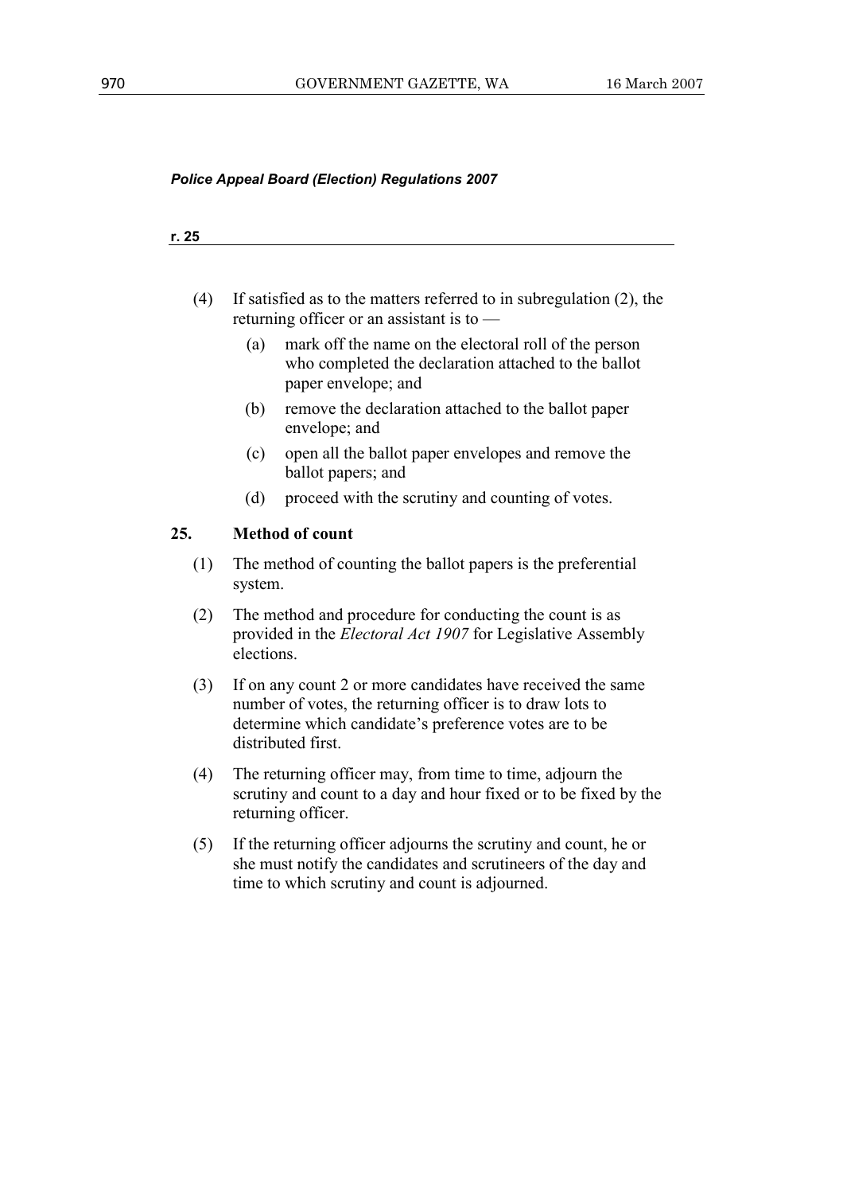(4) If satisfied as to the matters referred to in subregulation (2), the returning officer or an assistant is to —

(a) mark off the name on the electoral roll of the person who completed the declaration attached to the ballot paper envelope; and

(b) remove the declaration attached to the ballot paper envelope; and

(c) open all the ballot paper envelopes and remove the ballot papers; and

(d) proceed with the scrutiny and counting of votes.

## 25. Method of count

(1) The method of counting the ballot papers is the preferential system.

(2) The method and procedure for conducting the count is as provided in the *Electoral Act 1907* for Legislative Assembly elections.

(3) If on any count 2 or more candidates have received the same number of votes, the returning officer is to draw lots to determine which candidate's preference votes are to be distributed first.

(4) The returning officer may, from time to time, adjourn the scrutiny and count to a day and hour fixed or to be fixed by the returning officer.

(5) If the returning officer adjourns the scrutiny and count, he or she must notify the candidates and scrutineers of the day and time to which scrutiny and count is adjourned.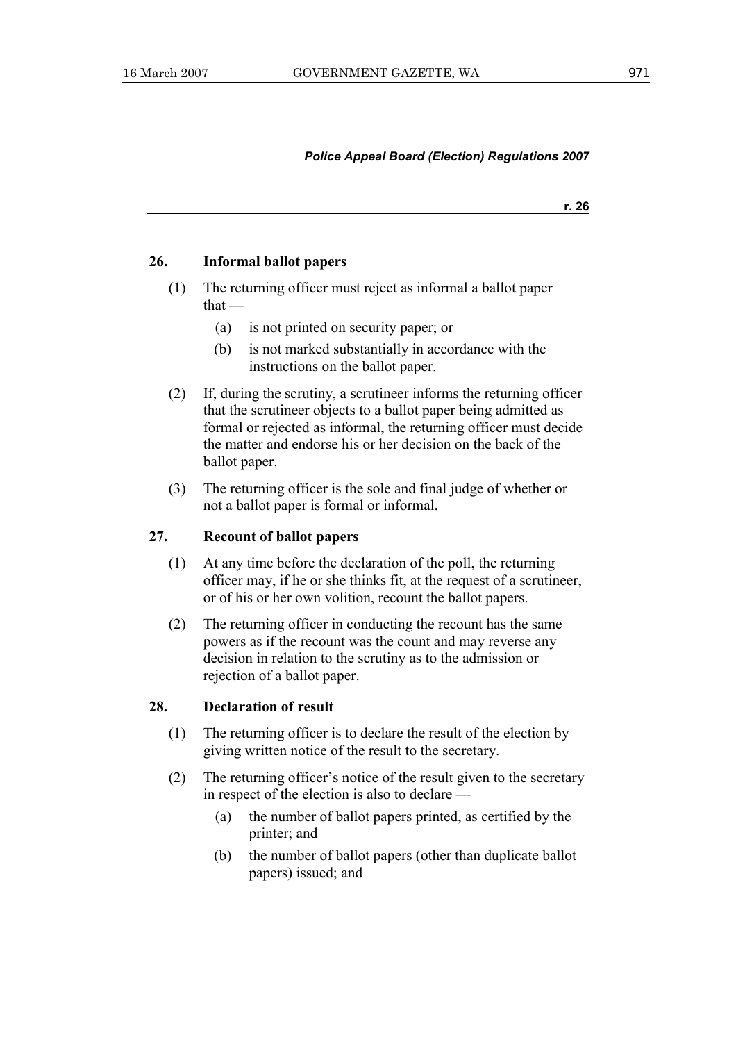### 26. Informal ballot papers

(1) The returning officer must reject as informal a ballot paper that —

- (a) is not printed on security paper; or
- (b) is not marked substantially in accordance with the instructions on the ballot paper.

(2) If, during the scrutiny, a scrutineer informs the returning officer that the scrutineer objects to a ballot paper being admitted as formal or rejected as informal, the returning officer must decide the matter and endorse his or her decision on the back of the ballot paper.

(3) The returning officer is the sole and final judge of whether or not a ballot paper is formal or informal.

### 27. Recount of ballot papers

(1) At any time before the declaration of the poll, the returning officer may, if he or she thinks fit, at the request of a scrutineer, or of his or her own volition, recount the ballot papers.

(2) The returning officer in conducting the recount has the same powers as if the recount was the count and may reverse any decision in relation to the scrutiny as to the admission or rejection of a ballot paper.

### 28. Declaration of result

(1) The returning officer is to declare the result of the election by giving written notice of the result to the secretary.

(2) The returning officer's notice of the result given to the secretary in respect of the election is also to declare —

- (a) the number of ballot papers printed, as certified by the printer; and
- (b) the number of ballot papers (other than duplicate ballot papers) issued; and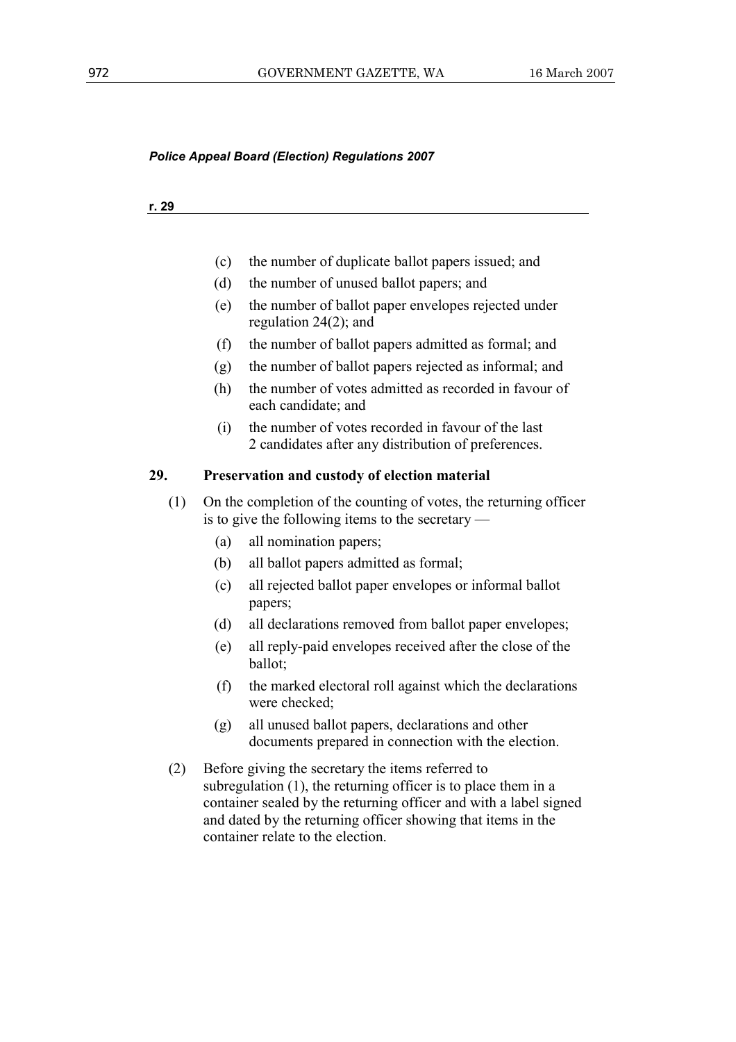(c) the number of duplicate ballot papers issued; and

(d) the number of unused ballot papers; and

(e) the number of ballot paper envelopes rejected under regulation 24(2); and

(f) the number of ballot papers admitted as formal; and

(g) the number of ballot papers rejected as informal; and

(h) the number of votes admitted as recorded in favour of each candidate; and

(i) the number of votes recorded in favour of the last 2 candidates after any distribution of preferences.

**29. Preservation and custody of election material**

(1) On the completion of the counting of votes, the returning officer is to give the following items to the secretary —

(a) all nomination papers;

(b) all ballot papers admitted as formal;

(c) all rejected ballot paper envelopes or informal ballot papers;

(d) all declarations removed from ballot paper envelopes;

(e) all reply-paid envelopes received after the close of the ballot;

(f) the marked electoral roll against which the declarations were checked;

(g) all unused ballot papers, declarations and other documents prepared in connection with the election.

(2) Before giving the secretary the items referred to subregulation (1), the returning officer is to place them in a container sealed by the returning officer and with a label signed and dated by the returning officer showing that items in the container relate to the election.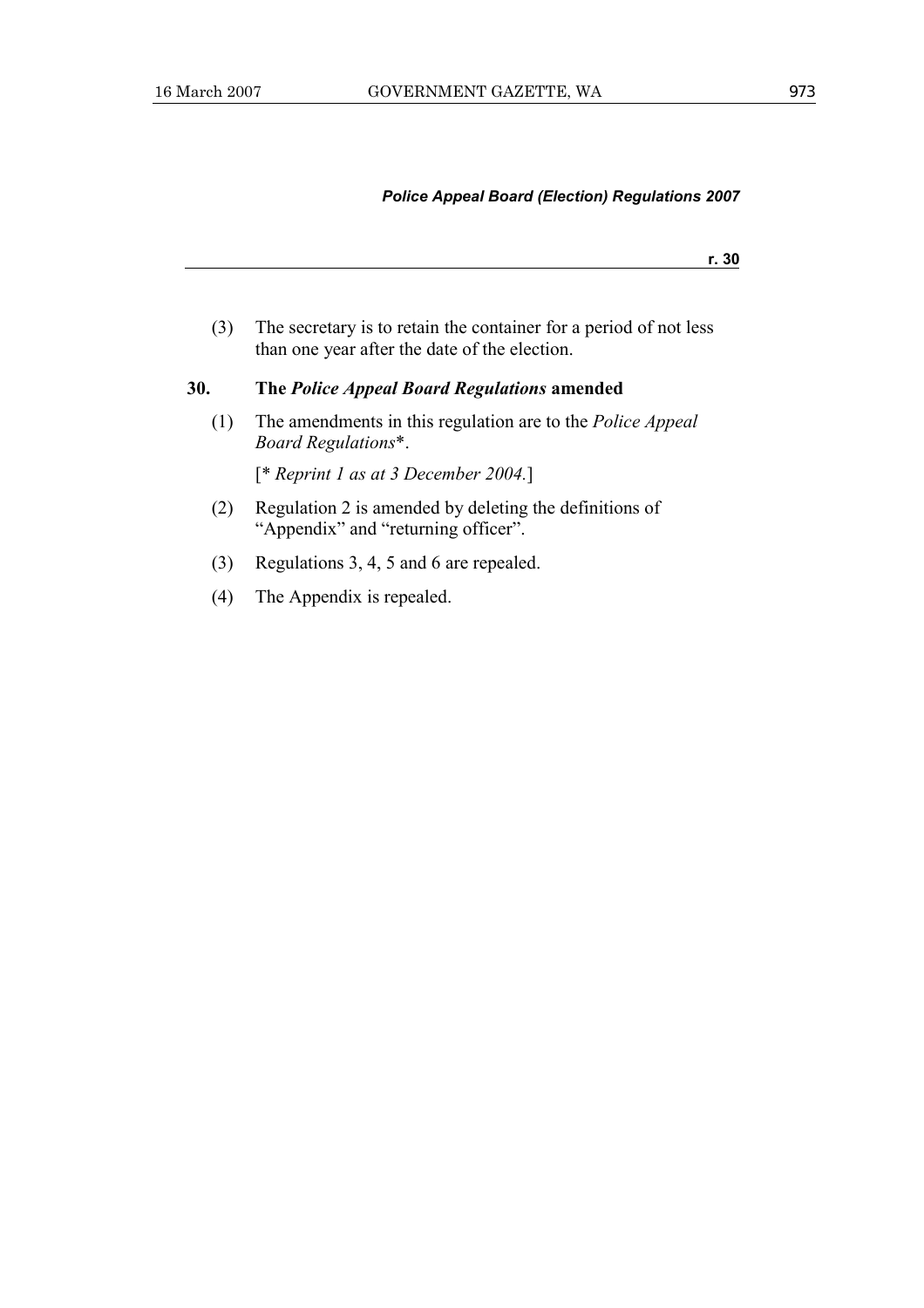(3) The secretary is to retain the container for a period of not less than one year after the date of the election.

## 30. The *Police Appeal Board Regulations* amended

(1) The amendments in this regulation are to the *Police Appeal Board Regulations*\*.

[\* *Reprint 1 as at 3 December 2004.*]

(2) Regulation 2 is amended by deleting the definitions of "Appendix" and "returning officer".

(3) Regulations 3, 4, 5 and 6 are repealed.

(4) The Appendix is repealed.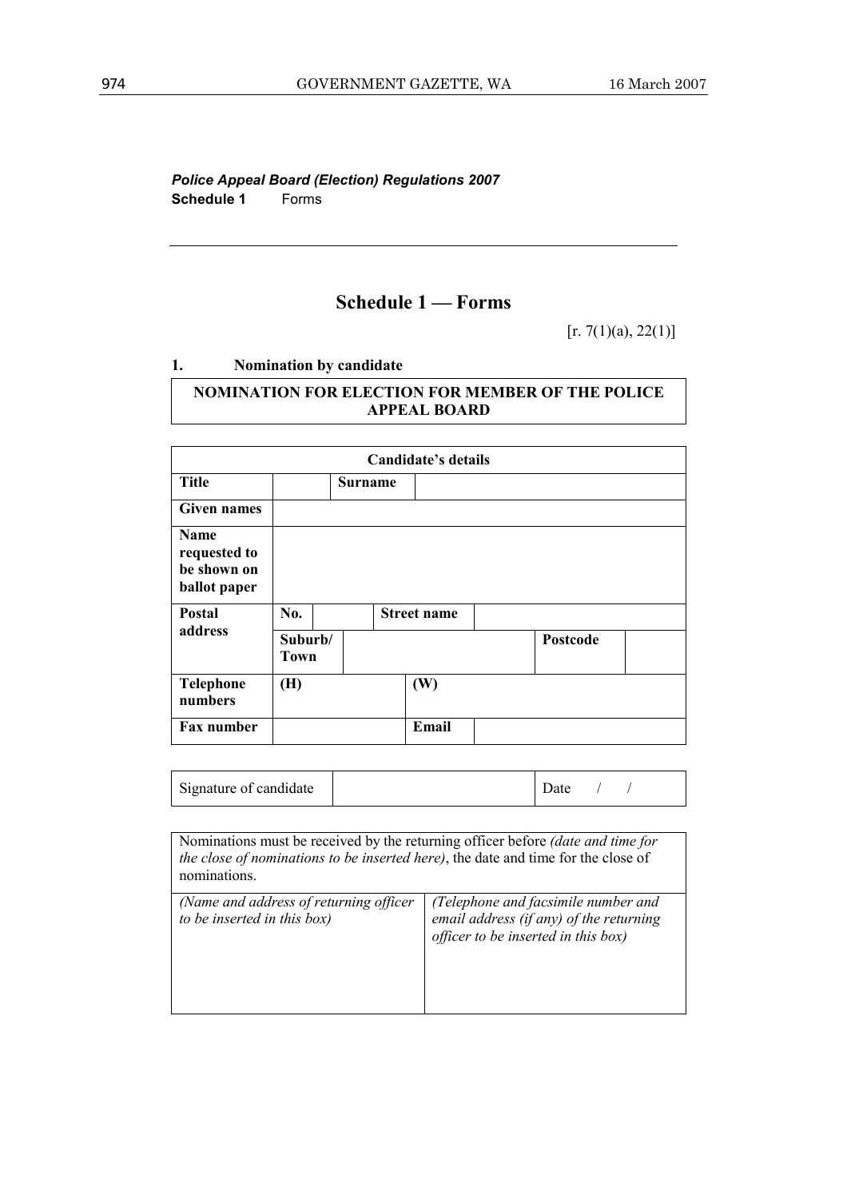*Police Appeal Board (Election) Regulations 2007*
**Schedule 1** Forms

## Schedule 1 — Forms

[r. 7(1)(a), 22(1)]

### 1. Nomination by candidate

| **NOMINATION FOR ELECTION FOR MEMBER OF THE POLICE APPEAL BOARD** |
|---|

| **Candidate's details** | | | | | |
|---|---|---|---|---|---|
| **Title** | | **Surname** | | | |
| **Given names** | | | | | |
| **Name requested to be shown on ballot paper** | | | | | |
| **Postal address** | **No.** | | **Street name** | | |
| | **Suburb/ Town** | | | **Postcode** | |
| **Telephone numbers** | **(H)** | | **(W)** | | |
| **Fax number** | | | **Email** | | |

| Signature of candidate | | Date / / |
|---|---|---|

| Nominations must be received by the returning officer before *(date and time for the close of nominations to be inserted here)*, the date and time for the close of nominations. | |
|---|---|
| *(Name and address of returning officer to be inserted in this box)* | *(Telephone and facsimile number and email address (if any) of the returning officer to be inserted in this box)* |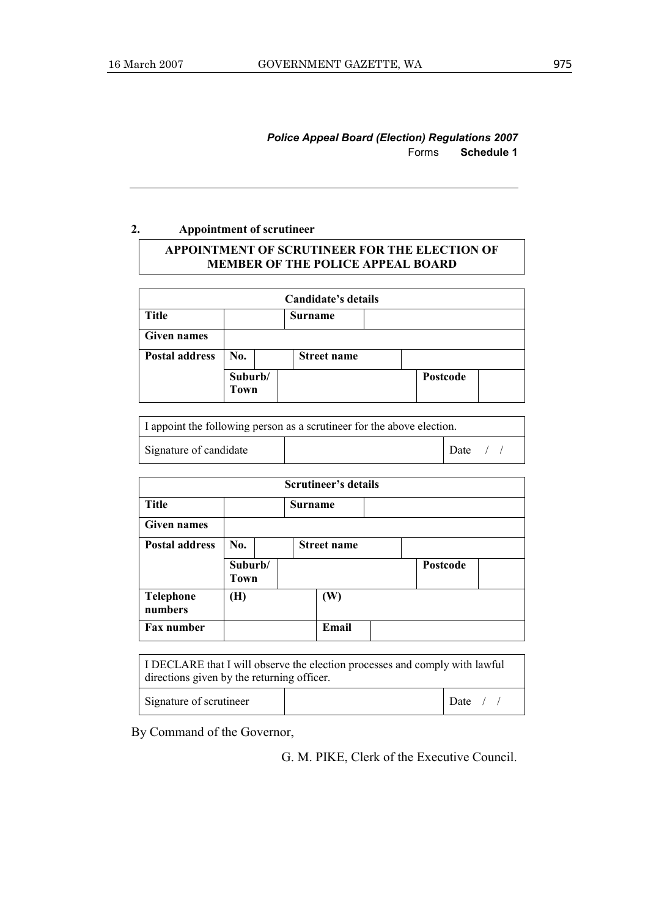*Police Appeal Board (Election) Regulations 2007*
Forms **Schedule 1**

---

**2. Appointment of scrutineer**

| |
|---|
| **APPOINTMENT OF SCRUTINEER FOR THE ELECTION OF MEMBER OF THE POLICE APPEAL BOARD** |

| **Candidate's details** | | | | | | |
|---|---|---|---|---|---|---|
| **Title** | | | **Surname** | | | |
| **Given names** | | | | | | |
| **Postal address** | **No.** | | **Street name** | | | |
| | **Suburb/ Town** | | | | **Postcode** | |

| I appoint the following person as a scrutineer for the above election. | | |
|---|---|---|
| Signature of candidate | | Date / / |

| **Scrutineer's details** | | | | | | |
|---|---|---|---|---|---|---|
| **Title** | | | **Surname** | | | |
| **Given names** | | | | | | |
| **Postal address** | **No.** | | **Street name** | | | |
| | **Suburb/ Town** | | | | **Postcode** | |
| **Telephone numbers** | **(H)** | | **(W)** | | | |
| **Fax number** | | | **Email** | | | |

| I DECLARE that I will observe the election processes and comply with lawful directions given by the returning officer. | | |
|---|---|---|
| Signature of scrutineer | | Date / / |

By Command of the Governor,

G. M. PIKE, Clerk of the Executive Council.